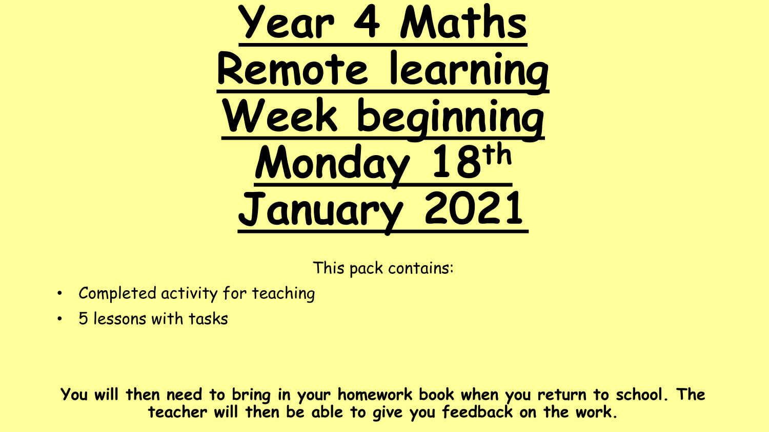# Year 4 Maths Remote learning Week beginning Monday 18th January 2021

This pack contains:

- Completed activity for teaching
- 5 lessons with tasks

**You will then need to bring in your homework book when you return to school. The teacher will then be able to give you feedback on the work.**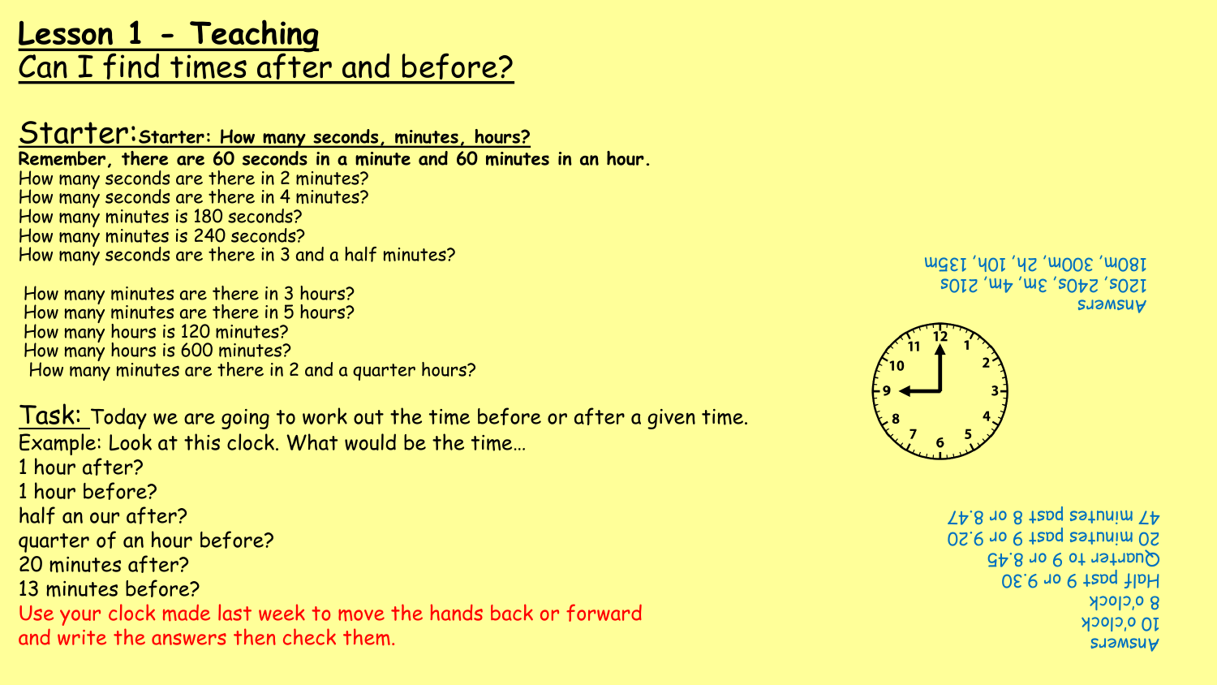# Lesson 1 - Teaching

## Can I find times after and before?

## Starter: **Starter: How many seconds, minutes, hours?**

**Remember, there are 60 seconds in a minute and 60 minutes in an hour.**

How many seconds are there in 2 minutes?
How many seconds are there in 4 minutes?
How many minutes is 180 seconds?
How many minutes is 240 seconds?
How many seconds are there in 3 and a half minutes?

How many minutes are there in 3 hours?
How many minutes are there in 5 hours?
How many hours is 120 minutes?
How many hours is 600 minutes?
How many minutes are there in 2 and a quarter hours?

Answers
120s, 240s, 3m, 4m, 210s
180m, 300m, 2h, 10h, 135m

## Task:

Today we are going to work out the time before or after a given time.

Example: Look at this clock. What would be the time…

1 hour after?
1 hour before?
half an our after?
quarter of an hour before?
20 minutes after?
13 minutes before?

Use your clock made last week to move the hands back or forward and write the answers then check them.

Answers
10 o'clock
8 o'clock
Half past 9 or 9.30
Quarter to 9 or 8.45
20 minutes past 9 or 9.20
47 minutes past 8 or 8.47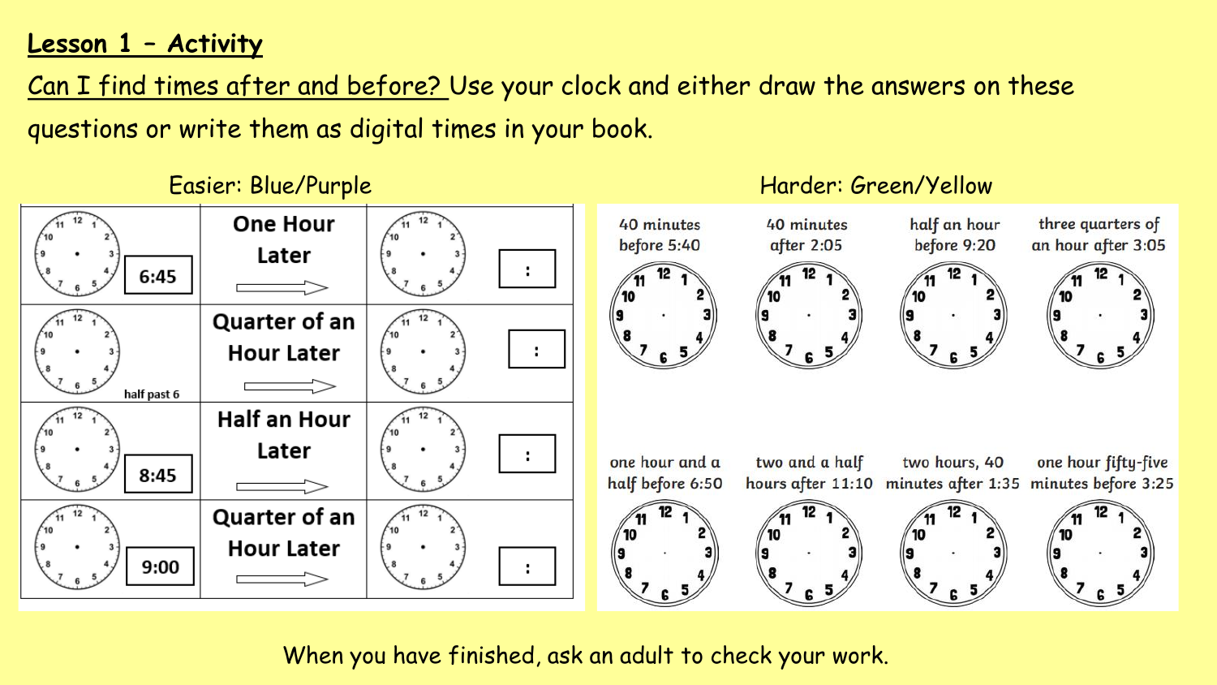**Lesson 1 – Activity**

Can I find times after and before? Use your clock and either draw the answers on these questions or write them as digital times in your book.

Easier: Blue/Purple

| Start time | | Answer |
| --- | --- | --- |
| 6:45 | One Hour Later | : |
| half past 6 | Quarter of an Hour Later | : |
| 8:45 | Half an Hour Later | : |
| 9:00 | Quarter of an Hour Later | : |

Harder: Green/Yellow

| | | | |
| --- | --- | --- | --- |
| 40 minutes before 5:40 | 40 minutes after 2:05 | half an hour before 9:20 | three quarters of an hour after 3:05 |
| one hour and a half before 6:50 | two and a half hours after 11:10 | two hours, 40 minutes after 1:35 | one hour fifty-five minutes before 3:25 |

When you have finished, ask an adult to check your work.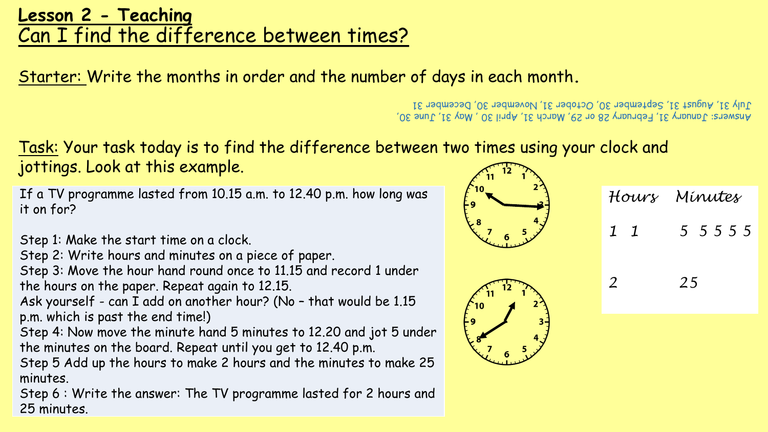# Lesson 2 - Teaching

## Can I find the difference between times?

Starter: Write the months in order and the number of days in each month.

Answers: January 31, February 28 or 29, March 31, April 30 , May 31, June 30, July 31, August 31, September 30, October 31, November 30, December 31

Task: Your task today is to find the difference between two times using your clock and jottings. Look at this example.

If a TV programme lasted from 10.15 a.m. to 12.40 p.m. how long was it on for?

Step 1: Make the start time on a clock.
Step 2: Write hours and minutes on a piece of paper.
Step 3: Move the hour hand round once to 11.15 and record 1 under the hours on the paper. Repeat again to 12.15.
Ask yourself - can I add on another hour? (No – that would be 1.15 p.m. which is past the end time!)
Step 4: Now move the minute hand 5 minutes to 12.20 and jot 5 under the minutes on the board. Repeat until you get to 12.40 p.m.
Step 5 Add up the hours to make 2 hours and the minutes to make 25 minutes.
Step 6 : Write the answer: The TV programme lasted for 2 hours and 25 minutes.

| Hours | Minutes |
|---|---|
| 1 1 | 5 5 5 5 5 |
| 2 | 25 |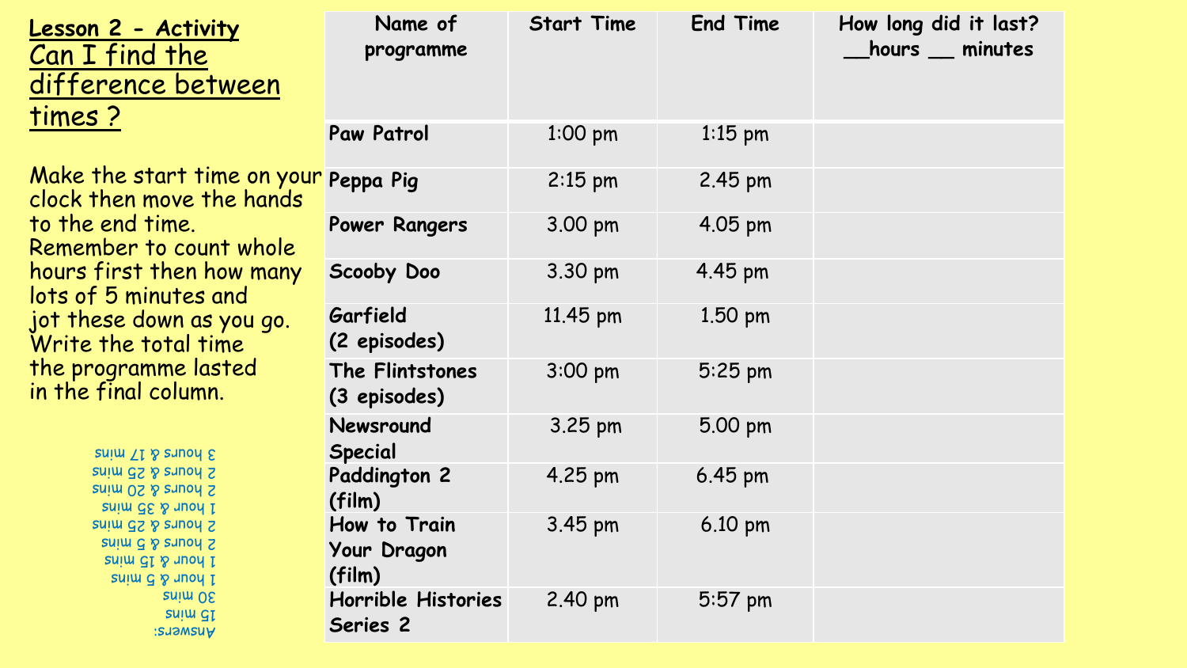**Lesson 2 - Activity**

# Can I find the difference between times ?

Make the start time on your clock then move the hands to the end time. Remember to count whole hours first then how many lots of 5 minutes and jot these down as you go. Write the total time the programme lasted in the final column.

| Name of programme | Start Time | End Time | How long did it last? __hours __ minutes |
|---|---|---|---|
| Paw Patrol | 1:00 pm | 1:15 pm | |
| Peppa Pig | 2:15 pm | 2.45 pm | |
| Power Rangers | 3.00 pm | 4.05 pm | |
| Scooby Doo | 3.30 pm | 4.45 pm | |
| Garfield (2 episodes) | 11.45 pm | 1.50 pm | |
| The Flintstones (3 episodes) | 3:00 pm | 5:25 pm | |
| Newsround Special | 3.25 pm | 5.00 pm | |
| Paddington 2 (film) | 4.25 pm | 6.45 pm | |
| How to Train Your Dragon (film) | 3.45 pm | 6.10 pm | |
| Horrible Histories Series 2 | 2.40 pm | 5:57 pm | |

Answers:
15 mins
30 mins
1 hour & 5 mins
1 hour & 15 mins
2 hours & 5 mins
2 hours & 25 mins
1 hour & 35 mins
2 hours & 20 mins
2 hours & 25 mins
3 hours & 17 mins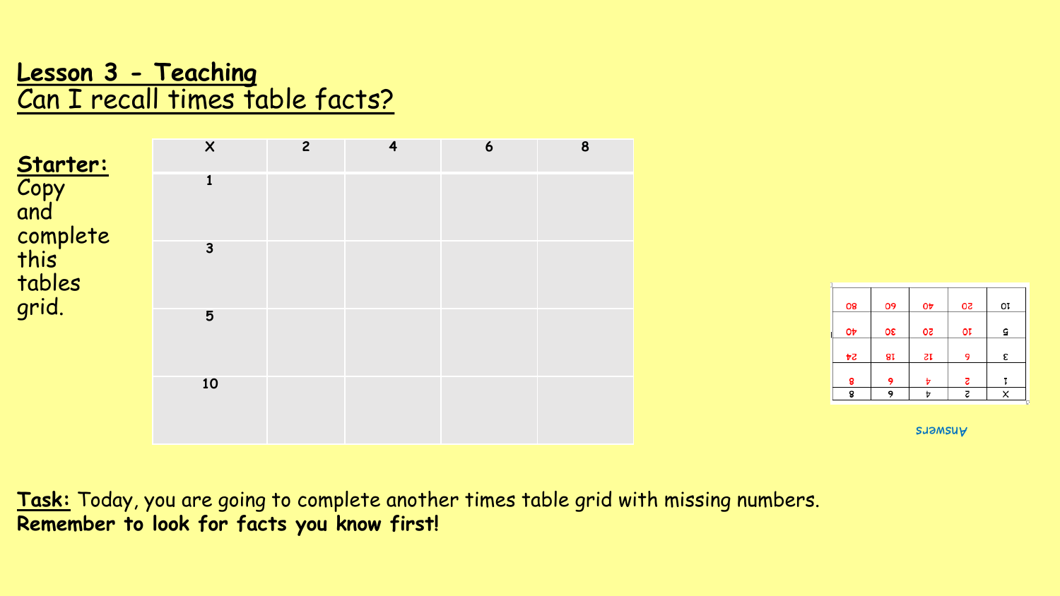## Lesson 3 - Teaching

Can I recall times table facts?

**Starter:** Copy and complete this tables grid.

| x | 2 | 4 | 6 | 8 |
|---|---|---|---|---|
| 1 | | | | |
| 3 | | | | |
| 5 | | | | |
| 10 | | | | |

Answers

| x | 2 | 4 | 6 | 8 |
|---|---|---|---|---|
| 1 | 2 | 4 | 6 | 8 |
| 3 | 6 | 12 | 18 | 24 |
| 5 | 10 | 20 | 30 | 40 |
| 10 | 20 | 40 | 60 | 80 |

**Task:** Today, you are going to complete another times table grid with missing numbers.
**Remember to look for facts you know first!**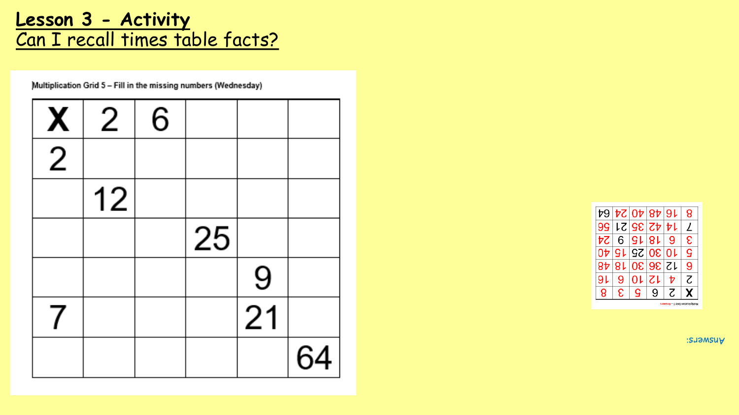# Lesson 3 - Activity

## Can I recall times table facts?

Multiplication Grid 5 – Fill in the missing numbers (Wednesday)

| X | 2 | 6 | | | |
|---|---|---|---|---|---|
| 2 | | | | | |
| | 12 | | | | |
| | | | 25 | | |
| | | | | 9 | |
| 7 | | | | 21 | |
| | | | | | 64 |

Answers:

Multiplication Grid 5 – Answers

| X | 2 | 6 | 5 | 3 | 8 |
|---|---|---|---|---|---|
| 2 | 4 | 12 | 10 | 6 | 16 |
| 6 | 12 | 36 | 30 | 18 | 48 |
| 5 | 10 | 30 | 25 | 15 | 40 |
| 3 | 6 | 18 | 15 | 9 | 24 |
| 7 | 14 | 42 | 35 | 21 | 56 |
| 8 | 16 | 48 | 40 | 24 | 64 |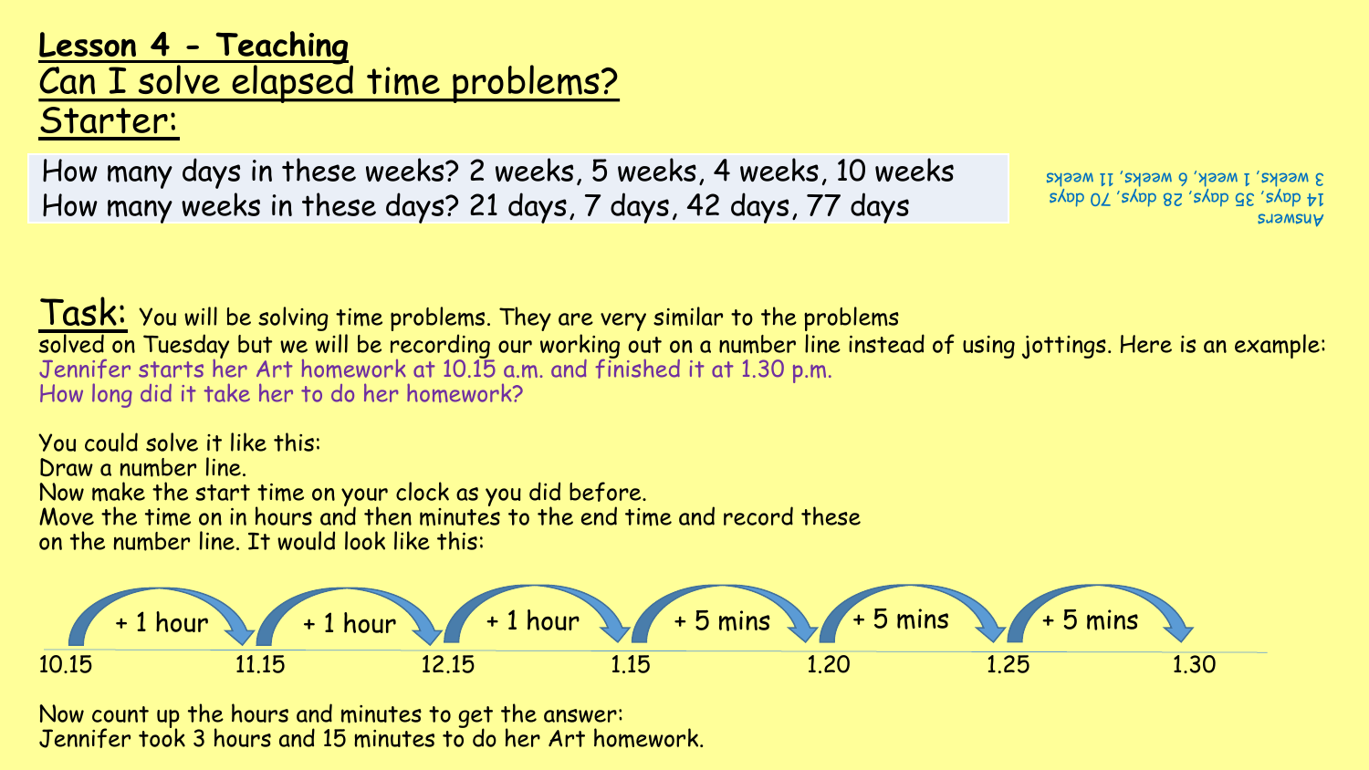## Lesson 4 - Teaching

# Can I solve elapsed time problems?

## Starter:

How many days in these weeks? 2 weeks, 5 weeks, 4 weeks, 10 weeks
How many weeks in these days? 21 days, 7 days, 42 days, 77 days

Answers
14 days, 35 days, 28 days, 70 days
3 weeks, 1 week, 6 weeks, 11 weeks

**Task:** You will be solving time problems. They are very similar to the problems solved on Tuesday but we will be recording our working out on a number line instead of using jottings. Here is an example:
Jennifer starts her Art homework at 10.15 a.m. and finished it at 1.30 p.m.
How long did it take her to do her homework?

You could solve it like this:
Draw a number line.
Now make the start time on your clock as you did before.
Move the time on in hours and then minutes to the end time and record these on the number line. It would look like this:

10.15 —(+ 1 hour)→ 11.15 —(+ 1 hour)→ 12.15 —(+ 1 hour)→ 1.15 —(+ 5 mins)→ 1.20 —(+ 5 mins)→ 1.25 —(+ 5 mins)→ 1.30

Now count up the hours and minutes to get the answer:
Jennifer took 3 hours and 15 minutes to do her Art homework.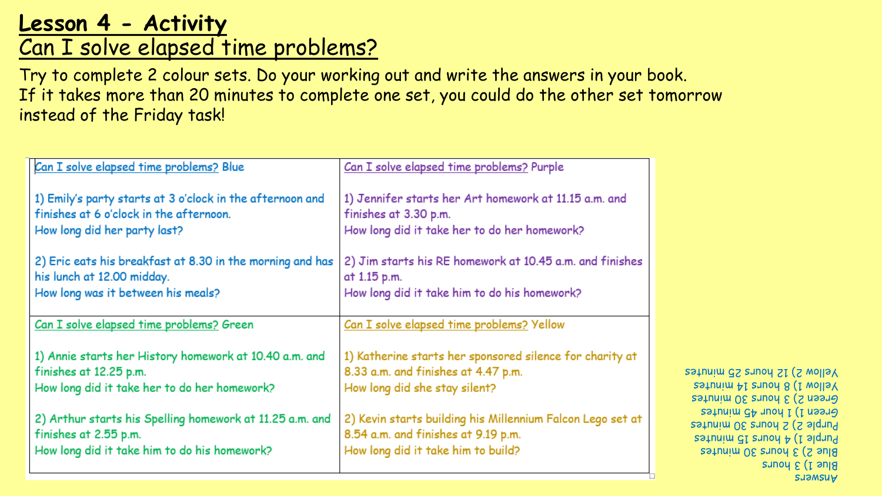# Lesson 4 - Activity

## Can I solve elapsed time problems?

Try to complete 2 colour sets. Do your working out and write the answers in your book.
If it takes more than 20 minutes to complete one set, you could do the other set tomorrow instead of the Friday task!

| Can I solve elapsed time problems? Blue | Can I solve elapsed time problems? Purple |
|---|---|
| 1) Emily's party starts at 3 o'clock in the afternoon and finishes at 6 o'clock in the afternoon. How long did her party last? | 1) Jennifer starts her Art homework at 11.15 a.m. and finishes at 3.30 p.m. How long did it take her to do her homework? |
| 2) Eric eats his breakfast at 8.30 in the morning and has his lunch at 12.00 midday. How long was it between his meals? | 2) Jim starts his RE homework at 10.45 a.m. and finishes at 1.15 p.m. How long did it take him to do his homework? |
| **Can I solve elapsed time problems? Green** | **Can I solve elapsed time problems? Yellow** |
| 1) Annie starts her History homework at 10.40 a.m. and finishes at 12.25 p.m. How long did it take her to do her homework? | 1) Katherine starts her sponsored silence for charity at 8.33 a.m. and finishes at 4.47 p.m. How long did she stay silent? |
| 2) Arthur starts his Spelling homework at 11.25 a.m. and finishes at 2.55 p.m. How long did it take him to do his homework? | 2) Kevin starts building his Millennium Falcon Lego set at 8.54 a.m. and finishes at 9.19 p.m. How long did it take him to build? |

Answers
Blue 1) 3 hours
Blue 2) 3 hours 30 minutes
Purple 1) 4 hours 15 minutes
Purple 2) 2 hours 30 minutes
Green 1) 1 hour 45 minutes
Green 2) 3 hours 30 minutes
Yellow 1) 8 hours 14 minutes
Yellow 2) 12 hours 25 minutes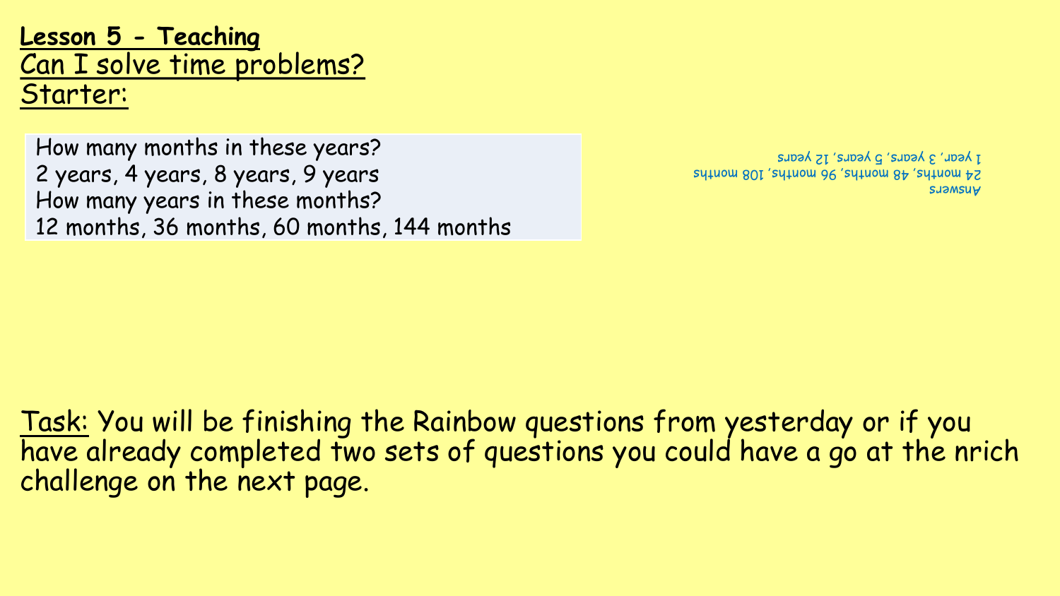**Lesson 5 - Teaching**

Can I solve time problems?

Starter:

How many months in these years?
2 years, 4 years, 8 years, 9 years
How many years in these months?
12 months, 36 months, 60 months, 144 months

Answers
24 months, 48 months, 96 months, 108 months
1 year, 3 years, 5 years, 12 years

Task: You will be finishing the Rainbow questions from yesterday or if you have already completed two sets of questions you could have a go at the nrich challenge on the next page.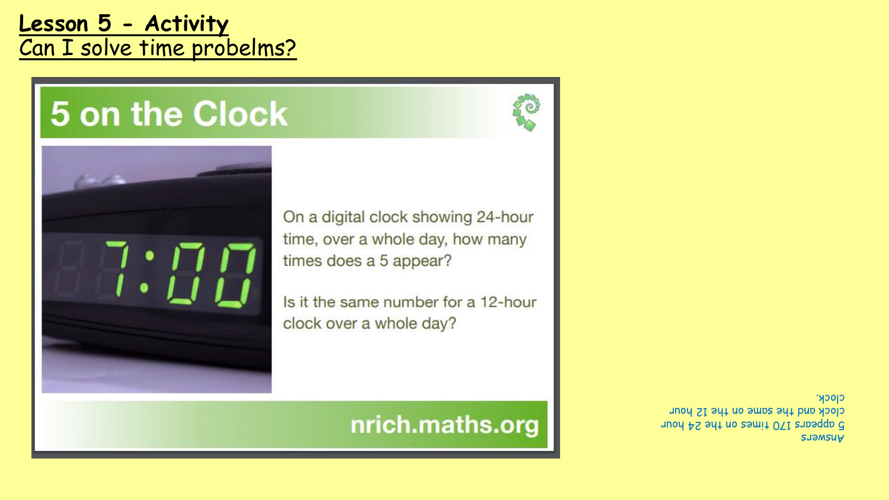**Lesson 5 - Activity**

Can I solve time probelms?

# 5 on the Clock

7:00

On a digital clock showing 24-hour time, over a whole day, how many times does a 5 appear?

Is it the same number for a 12-hour clock over a whole day?

nrich.maths.org

Answers
5 appears 170 times on the 24 hour clock and the same on the 12 hour clock.